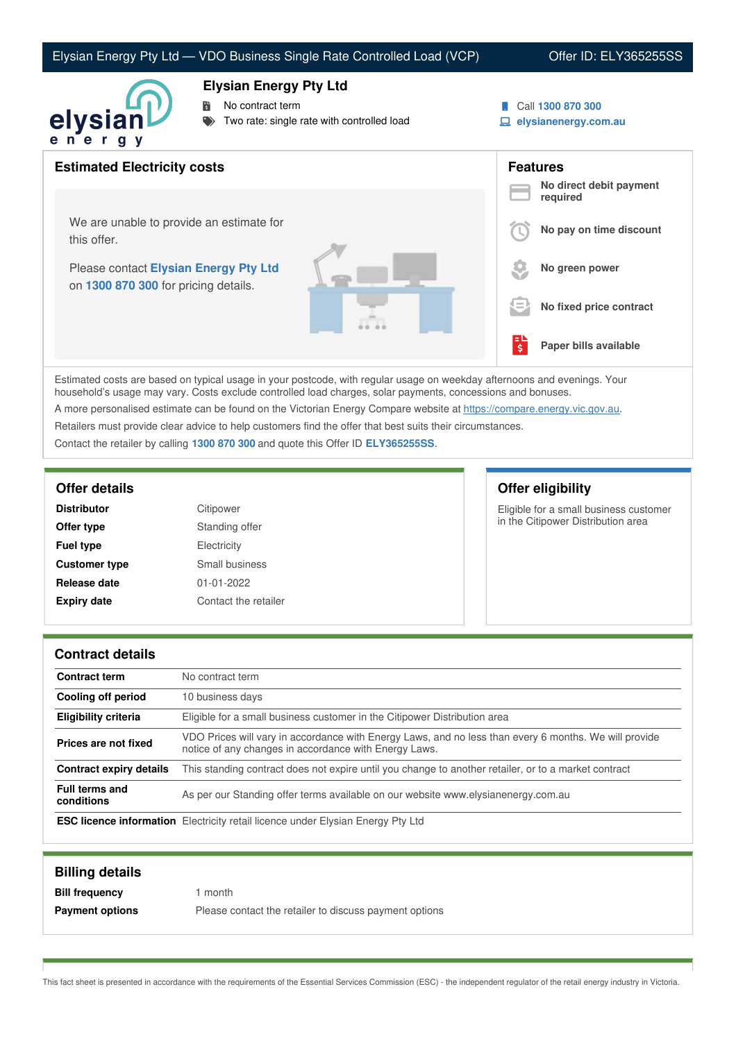# Elysian Energy Pty Ltd — VDO Business Single Rate Controlled Load (VCP)

Offer ID: ELY365255SS

## Elysian Energy Pty Ltd

- No contract term
- Two rate: single rate with controlled load

Call **1300 870 300**
**elysianenergy.com.au**

## Estimated Electricity costs

We are unable to provide an estimate for this offer.

Please contact **Elysian Energy Pty Ltd** on **1300 870 300** for pricing details.

## Features

- **No direct debit payment required**
- **No pay on time discount**
- **No green power**
- **No fixed price contract**
- **Paper bills available**

Estimated costs are based on typical usage in your postcode, with regular usage on weekday afternoons and evenings. Your household's usage may vary. Costs exclude controlled load charges, solar payments, concessions and bonuses.

A more personalised estimate can be found on the Victorian Energy Compare website at https://compare.energy.vic.gov.au.

Retailers must provide clear advice to help customers find the offer that best suits their circumstances.

Contact the retailer by calling **1300 870 300** and quote this Offer ID **ELY365255SS**.

## Offer details

| | |
|---|---|
| **Distributor** | Citipower |
| **Offer type** | Standing offer |
| **Fuel type** | Electricity |
| **Customer type** | Small business |
| **Release date** | 01-01-2022 |
| **Expiry date** | Contact the retailer |

## Offer eligibility

Eligible for a small business customer in the Citipower Distribution area

## Contract details

| | |
|---|---|
| **Contract term** | No contract term |
| **Cooling off period** | 10 business days |
| **Eligibility criteria** | Eligible for a small business customer in the Citipower Distribution area |
| **Prices are not fixed** | VDO Prices will vary in accordance with Energy Laws, and no less than every 6 months. We will provide notice of any changes in accordance with Energy Laws. |
| **Contract expiry details** | This standing contract does not expire until you change to another retailer, or to a market contract |
| **Full terms and conditions** | As per our Standing offer terms available on our website www.elysianenergy.com.au |
| **ESC licence information** | Electricity retail licence under Elysian Energy Pty Ltd |

## Billing details

| | |
|---|---|
| **Bill frequency** | 1 month |
| **Payment options** | Please contact the retailer to discuss payment options |

This fact sheet is presented in accordance with the requirements of the Essential Services Commission (ESC) - the independent regulator of the retail energy industry in Victoria.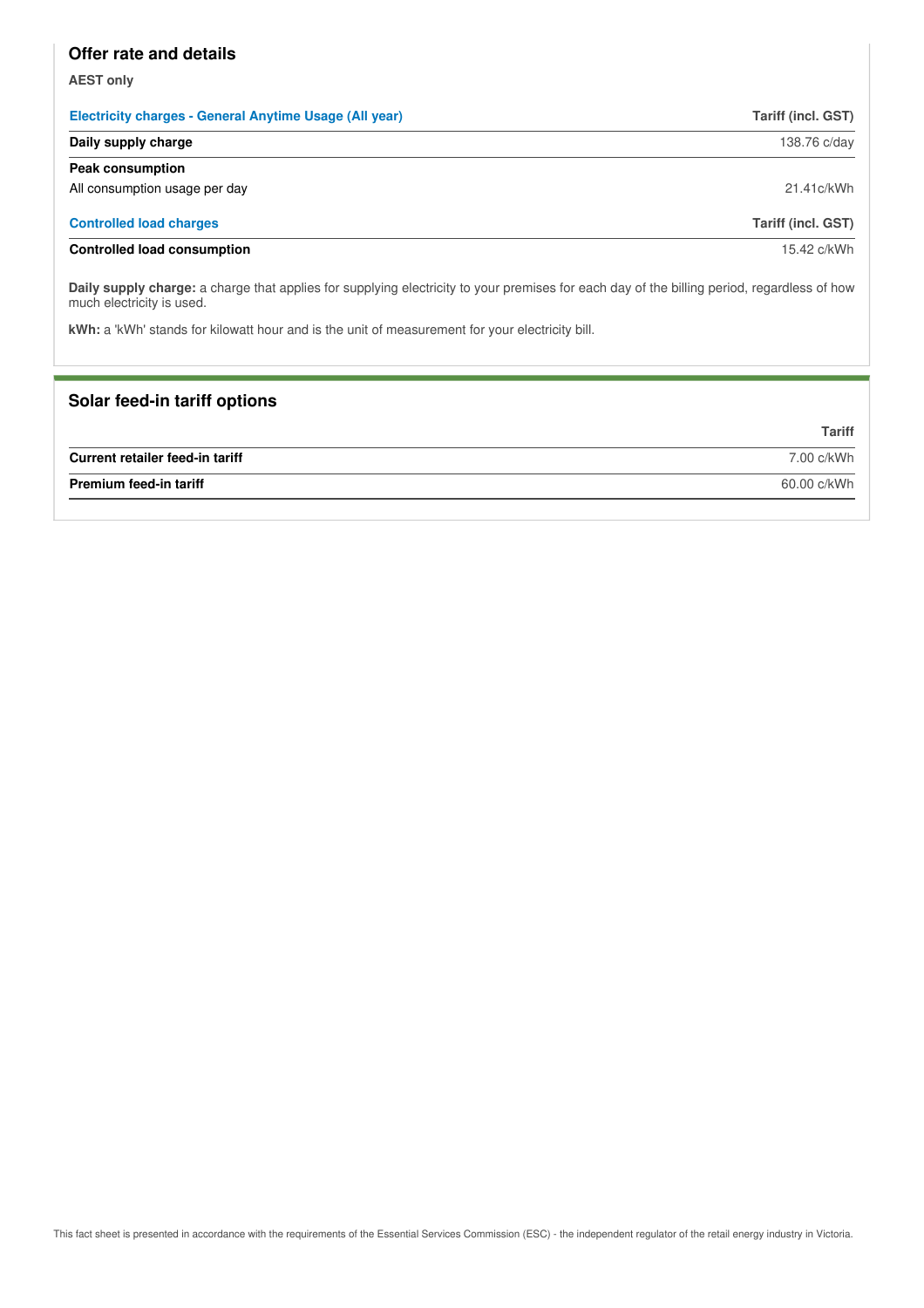## Offer rate and details

**AEST only**

| Electricity charges - General Anytime Usage (All year) | Tariff (incl. GST) |
| --- | --- |
| **Daily supply charge** | 138.76 c/day |
| **Peak consumption** | |
| All consumption usage per day | 21.41c/kWh |

| Controlled load charges | Tariff (incl. GST) |
| --- | --- |
| **Controlled load consumption** | 15.42 c/kWh |

**Daily supply charge:** a charge that applies for supplying electricity to your premises for each day of the billing period, regardless of how much electricity is used.

**kWh:** a 'kWh' stands for kilowatt hour and is the unit of measurement for your electricity bill.

## Solar feed-in tariff options

| | Tariff |
| --- | --- |
| **Current retailer feed-in tariff** | 7.00 c/kWh |
| **Premium feed-in tariff** | 60.00 c/kWh |

This fact sheet is presented in accordance with the requirements of the Essential Services Commission (ESC) - the independent regulator of the retail energy industry in Victoria.